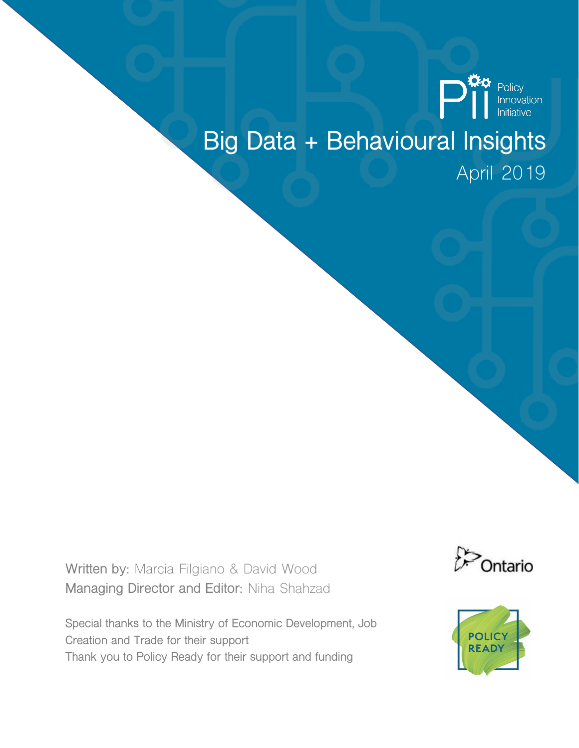Policy Innovation Initiative

# Big Data + Behavioural Insights

April 2019

Written by: Marcia Filgiano & David Wood
Managing Director and Editor: Niha Shahzad

Special thanks to the Ministry of Economic Development, Job Creation and Trade for their support
Thank you to Policy Ready for their support and funding

Ontario

POLICY READY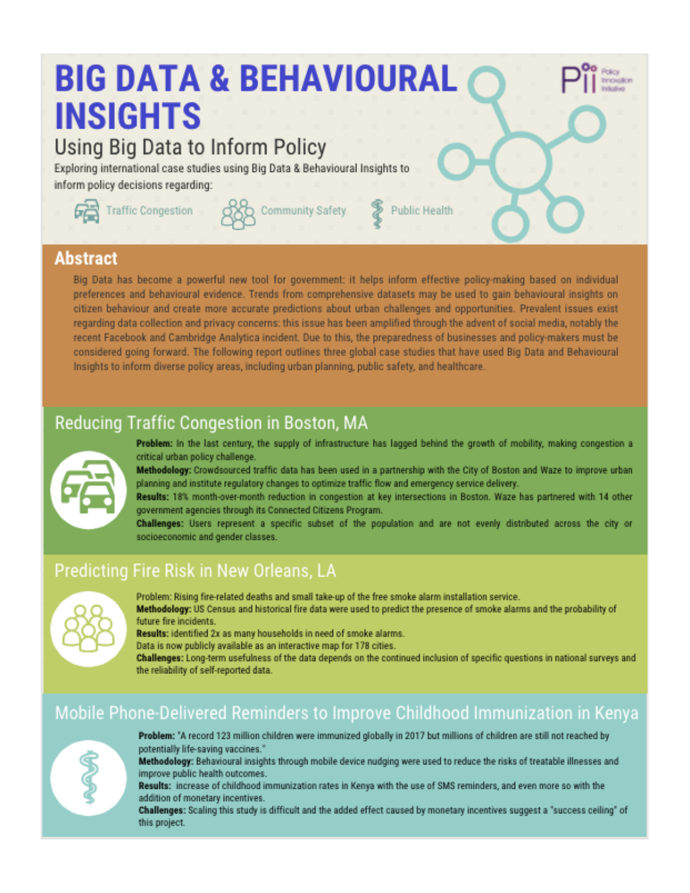# BIG DATA & BEHAVIOURAL INSIGHTS

## Using Big Data to Inform Policy

Exploring international case studies using Big Data & Behavioural Insights to inform policy decisions regarding:

Traffic Congestion    Community Safety    Public Health

## Abstract

Big Data has become a powerful new tool for government: it helps inform effective policy-making based on individual preferences and behavioural evidence. Trends from comprehensive datasets may be used to gain behavioural insights on citizen behaviour and create more accurate predictions about urban challenges and opportunities. Prevalent issues exist regarding data collection and privacy concerns: this issue has been amplified through the advent of social media, notably the recent Facebook and Cambridge Analytica incident. Due to this, the preparedness of businesses and policy-makers must be considered going forward. The following report outlines three global case studies that have used Big Data and Behavioural Insights to inform diverse policy areas, including urban planning, public safety, and healthcare.

## Reducing Traffic Congestion in Boston, MA

**Problem:** In the last century, the supply of infrastructure has lagged behind the growth of mobility, making congestion a critical urban policy challenge.

**Methodology:** Crowdsourced traffic data has been used in a partnership with the City of Boston and Waze to improve urban planning and institute regulatory changes to optimize traffic flow and emergency service delivery.

**Results:** 18% month-over-month reduction in congestion at key intersections in Boston. Waze has partnered with 14 other government agencies through its Connected Citizens Program.

**Challenges:** Users represent a specific subset of the population and are not evenly distributed across the city or socioeconomic and gender classes.

## Predicting Fire Risk in New Orleans, LA

Problem: Rising fire-related deaths and small take-up of the free smoke alarm installation service.

**Methodology:** US Census and historical fire data were used to predict the presence of smoke alarms and the probability of future fire incidents.

**Results:** identified 2x as many households in need of smoke alarms.
Data is now publicly available as an interactive map for 178 cities.

**Challenges:** Long-term usefulness of the data depends on the continued inclusion of specific questions in national surveys and the reliability of self-reported data.

## Mobile Phone-Delivered Reminders to Improve Childhood Immunization in Kenya

**Problem:** "A record 123 million children were immunized globally in 2017 but millions of children are still not reached by potentially life-saving vaccines."

**Methodology:** Behavioural insights through mobile device nudging were used to reduce the risks of treatable illnesses and improve public health outcomes.

**Results:** increase of childhood immunization rates in Kenya with the use of SMS reminders, and even more so with the addition of monetary incentives.

**Challenges:** Scaling this study is difficult and the added effect caused by monetary incentives suggest a "success ceiling" of this project.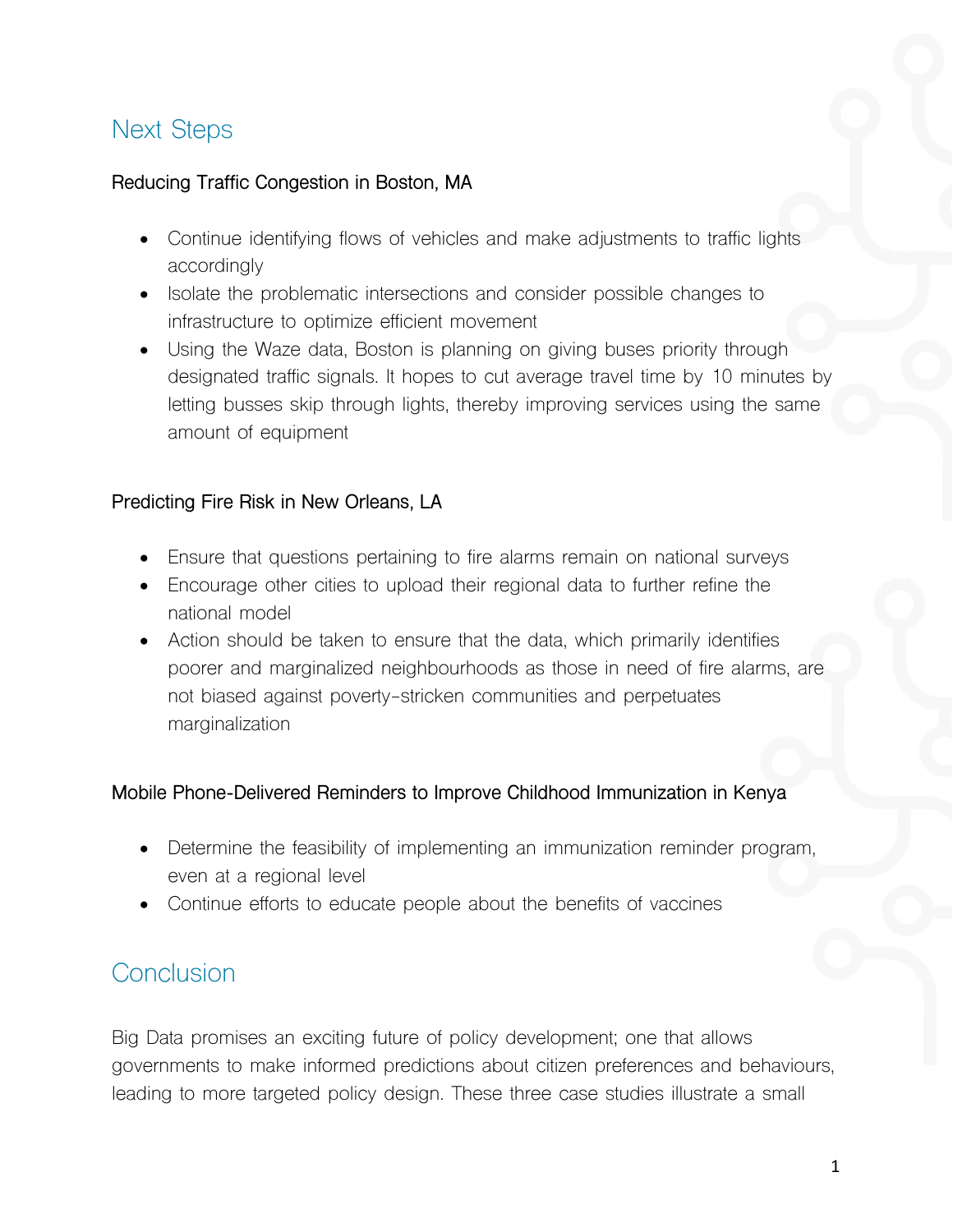## Next Steps

### Reducing Traffic Congestion in Boston, MA

- Continue identifying flows of vehicles and make adjustments to traffic lights accordingly
- Isolate the problematic intersections and consider possible changes to infrastructure to optimize efficient movement
- Using the Waze data, Boston is planning on giving buses priority through designated traffic signals. It hopes to cut average travel time by 10 minutes by letting busses skip through lights, thereby improving services using the same amount of equipment

### Predicting Fire Risk in New Orleans, LA

- Ensure that questions pertaining to fire alarms remain on national surveys
- Encourage other cities to upload their regional data to further refine the national model
- Action should be taken to ensure that the data, which primarily identifies poorer and marginalized neighbourhoods as those in need of fire alarms, are not biased against poverty-stricken communities and perpetuates marginalization

### Mobile Phone-Delivered Reminders to Improve Childhood Immunization in Kenya

- Determine the feasibility of implementing an immunization reminder program, even at a regional level
- Continue efforts to educate people about the benefits of vaccines

## Conclusion

Big Data promises an exciting future of policy development; one that allows governments to make informed predictions about citizen preferences and behaviours, leading to more targeted policy design. These three case studies illustrate a small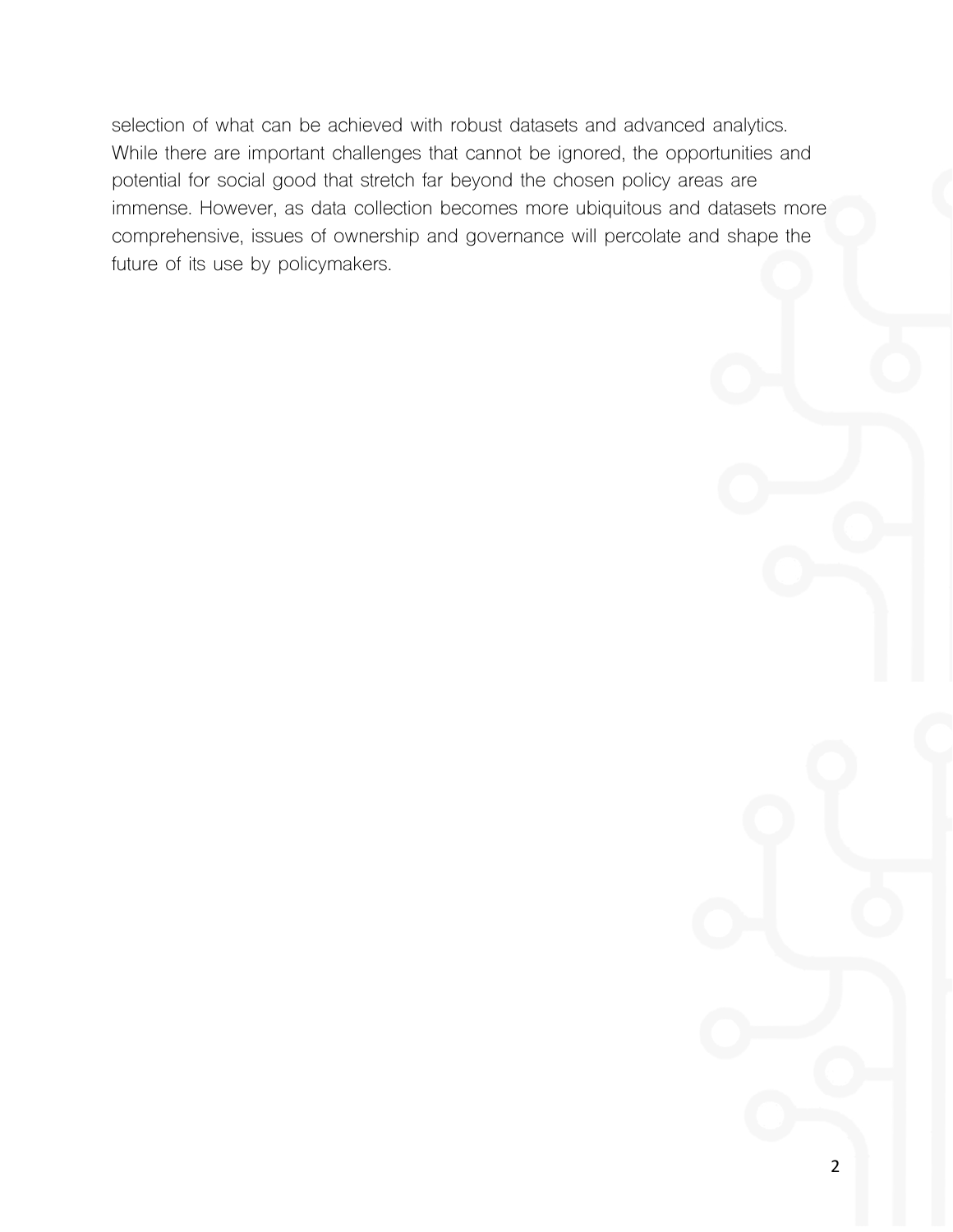selection of what can be achieved with robust datasets and advanced analytics. While there are important challenges that cannot be ignored, the opportunities and potential for social good that stretch far beyond the chosen policy areas are immense. However, as data collection becomes more ubiquitous and datasets more comprehensive, issues of ownership and governance will percolate and shape the future of its use by policymakers.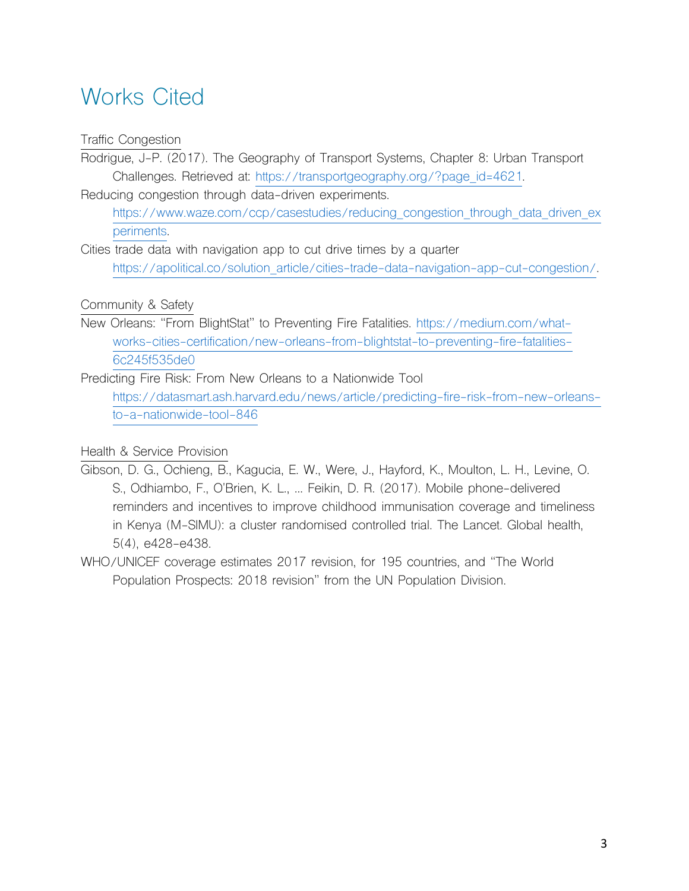# Works Cited

Traffic Congestion

Rodrigue, J-P. (2017). The Geography of Transport Systems, Chapter 8: Urban Transport Challenges. Retrieved at: https://transportgeography.org/?page_id=4621.

Reducing congestion through data-driven experiments. https://www.waze.com/ccp/casestudies/reducing_congestion_through_data_driven_experiments.

Cities trade data with navigation app to cut drive times by a quarter https://apolitical.co/solution_article/cities-trade-data-navigation-app-cut-congestion/.

Community & Safety

New Orleans: "From BlightStat" to Preventing Fire Fatalities. https://medium.com/what-works-cities-certification/new-orleans-from-blightstat-to-preventing-fire-fatalities-6c245f535de0

Predicting Fire Risk: From New Orleans to a Nationwide Tool https://datasmart.ash.harvard.edu/news/article/predicting-fire-risk-from-new-orleans-to-a-nationwide-tool-846

Health & Service Provision

Gibson, D. G., Ochieng, B., Kagucia, E. W., Were, J., Hayford, K., Moulton, L. H., Levine, O. S., Odhiambo, F., O'Brien, K. L., ... Feikin, D. R. (2017). Mobile phone-delivered reminders and incentives to improve childhood immunisation coverage and timeliness in Kenya (M-SIMU): a cluster randomised controlled trial. The Lancet. Global health, 5(4), e428-e438.

WHO/UNICEF coverage estimates 2017 revision, for 195 countries, and "The World Population Prospects: 2018 revision" from the UN Population Division.